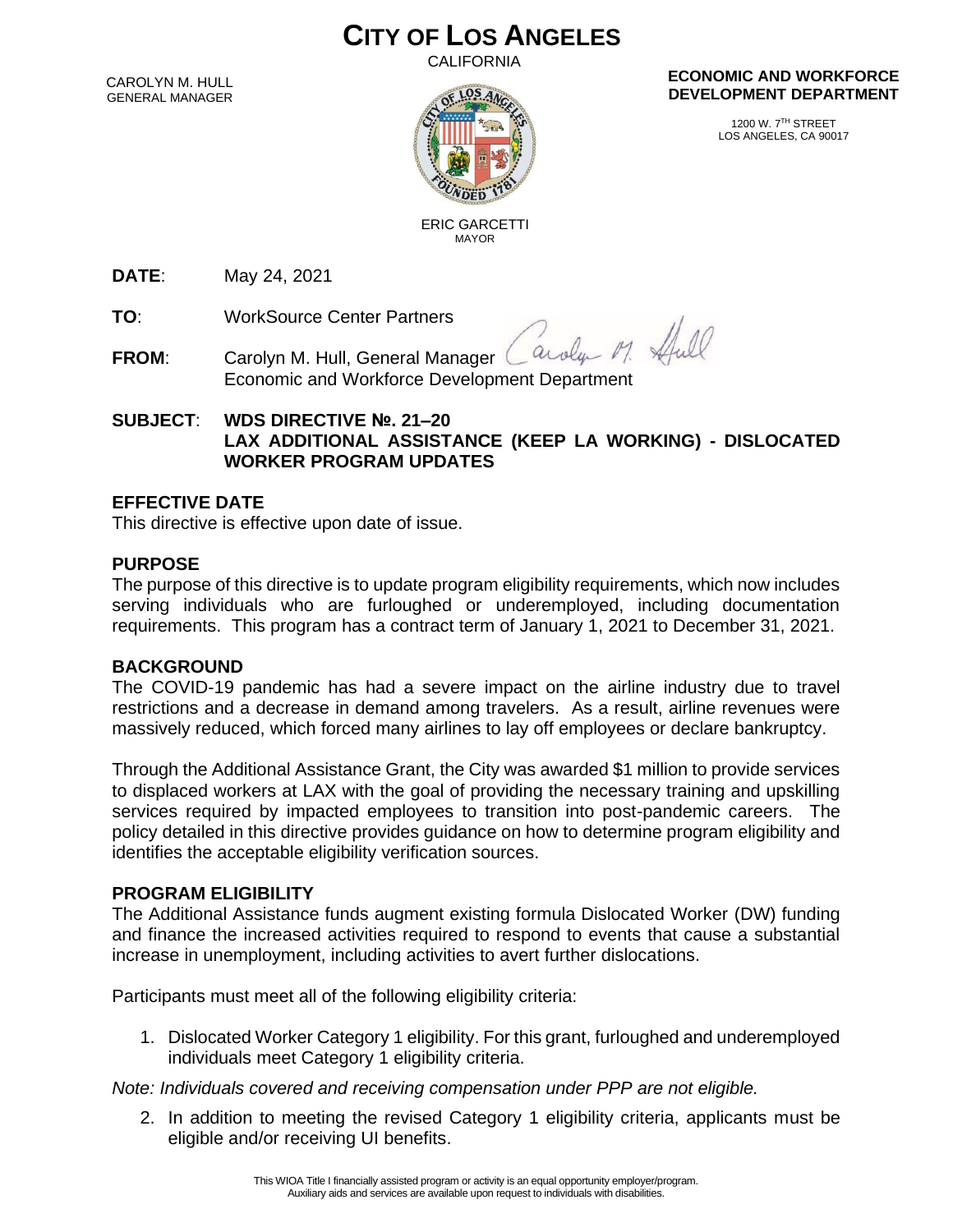# CITY OF LOS ANGELES

CALIFORNIA

CAROLYN M. HULL
GENERAL MANAGER

ERIC GARCETTI
MAYOR

**ECONOMIC AND WORKFORCE DEVELOPMENT DEPARTMENT**

1200 W. 7TH STREET
LOS ANGELES, CA 90017

**DATE**: May 24, 2021

**TO**: WorkSource Center Partners

**FROM**: Carolyn M. Hull, General Manager
Economic and Workforce Development Department

**SUBJECT**: **WDS DIRECTIVE №. 21–20**
**LAX ADDITIONAL ASSISTANCE (KEEP LA WORKING) - DISLOCATED WORKER PROGRAM UPDATES**

## EFFECTIVE DATE

This directive is effective upon date of issue.

## PURPOSE

The purpose of this directive is to update program eligibility requirements, which now includes serving individuals who are furloughed or underemployed, including documentation requirements. This program has a contract term of January 1, 2021 to December 31, 2021.

## BACKGROUND

The COVID-19 pandemic has had a severe impact on the airline industry due to travel restrictions and a decrease in demand among travelers. As a result, airline revenues were massively reduced, which forced many airlines to lay off employees or declare bankruptcy.

Through the Additional Assistance Grant, the City was awarded $1 million to provide services to displaced workers at LAX with the goal of providing the necessary training and upskilling services required by impacted employees to transition into post-pandemic careers. The policy detailed in this directive provides guidance on how to determine program eligibility and identifies the acceptable eligibility verification sources.

## PROGRAM ELIGIBILITY

The Additional Assistance funds augment existing formula Dislocated Worker (DW) funding and finance the increased activities required to respond to events that cause a substantial increase in unemployment, including activities to avert further dislocations.

Participants must meet all of the following eligibility criteria:

1. Dislocated Worker Category 1 eligibility. For this grant, furloughed and underemployed individuals meet Category 1 eligibility criteria.

*Note: Individuals covered and receiving compensation under PPP are not eligible.*

2. In addition to meeting the revised Category 1 eligibility criteria, applicants must be eligible and/or receiving UI benefits.

This WIOA Title I financially assisted program or activity is an equal opportunity employer/program.
Auxiliary aids and services are available upon request to individuals with disabilities.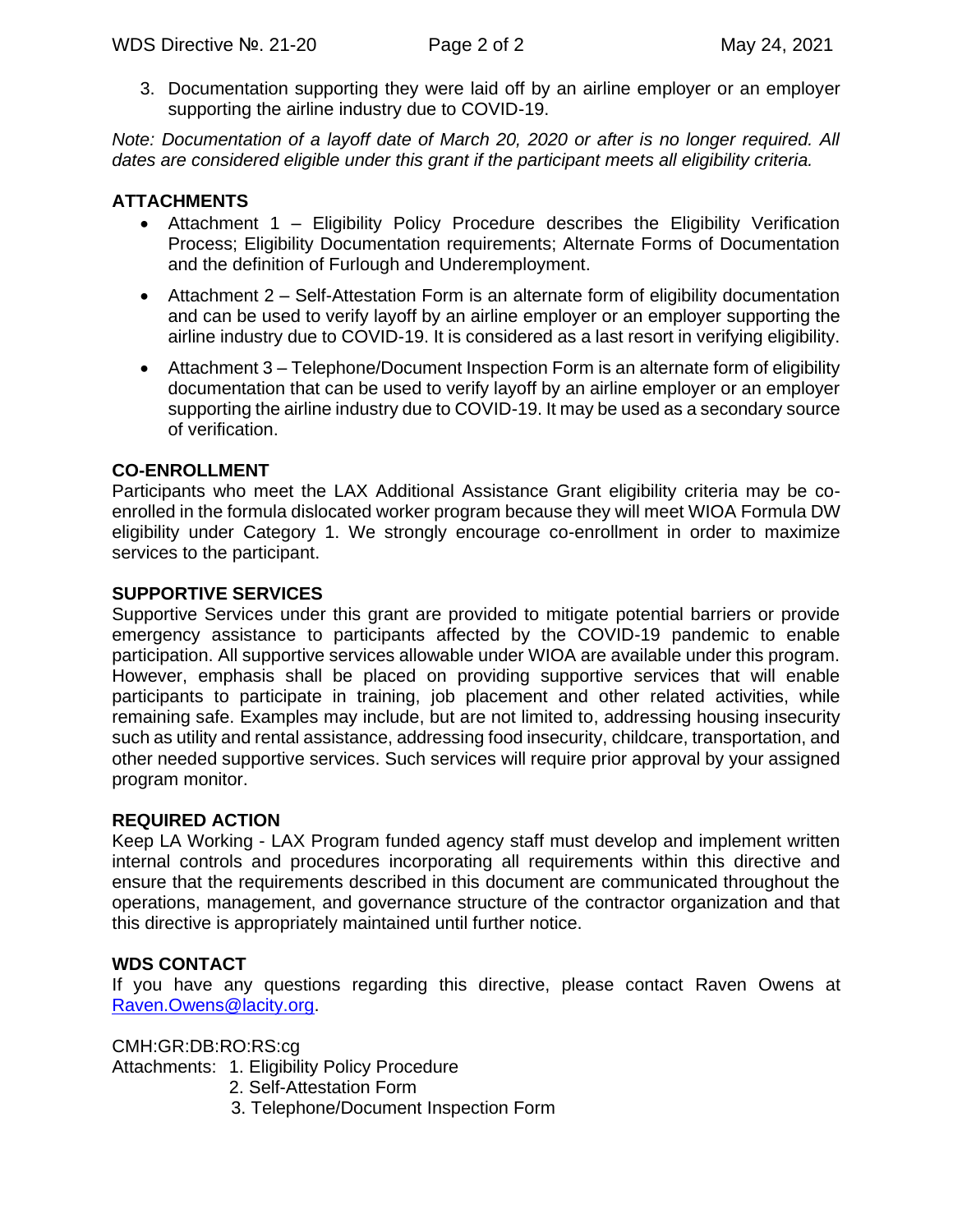3. Documentation supporting they were laid off by an airline employer or an employer supporting the airline industry due to COVID-19.

*Note: Documentation of a layoff date of March 20, 2020 or after is no longer required. All dates are considered eligible under this grant if the participant meets all eligibility criteria.*

**ATTACHMENTS**

- Attachment 1 – Eligibility Policy Procedure describes the Eligibility Verification Process; Eligibility Documentation requirements; Alternate Forms of Documentation and the definition of Furlough and Underemployment.
- Attachment 2 – Self-Attestation Form is an alternate form of eligibility documentation and can be used to verify layoff by an airline employer or an employer supporting the airline industry due to COVID-19. It is considered as a last resort in verifying eligibility.
- Attachment 3 – Telephone/Document Inspection Form is an alternate form of eligibility documentation that can be used to verify layoff by an airline employer or an employer supporting the airline industry due to COVID-19. It may be used as a secondary source of verification.

**CO-ENROLLMENT**

Participants who meet the LAX Additional Assistance Grant eligibility criteria may be co-enrolled in the formula dislocated worker program because they will meet WIOA Formula DW eligibility under Category 1. We strongly encourage co-enrollment in order to maximize services to the participant.

**SUPPORTIVE SERVICES**

Supportive Services under this grant are provided to mitigate potential barriers or provide emergency assistance to participants affected by the COVID-19 pandemic to enable participation. All supportive services allowable under WIOA are available under this program. However, emphasis shall be placed on providing supportive services that will enable participants to participate in training, job placement and other related activities, while remaining safe. Examples may include, but are not limited to, addressing housing insecurity such as utility and rental assistance, addressing food insecurity, childcare, transportation, and other needed supportive services. Such services will require prior approval by your assigned program monitor.

**REQUIRED ACTION**

Keep LA Working - LAX Program funded agency staff must develop and implement written internal controls and procedures incorporating all requirements within this directive and ensure that the requirements described in this document are communicated throughout the operations, management, and governance structure of the contractor organization and that this directive is appropriately maintained until further notice.

**WDS CONTACT**

If you have any questions regarding this directive, please contact Raven Owens at [Raven.Owens@lacity.org](mailto:Raven.Owens@lacity.org).

CMH:GR:DB:RO:RS:cg

Attachments: 1. Eligibility Policy Procedure
2. Self-Attestation Form
3. Telephone/Document Inspection Form